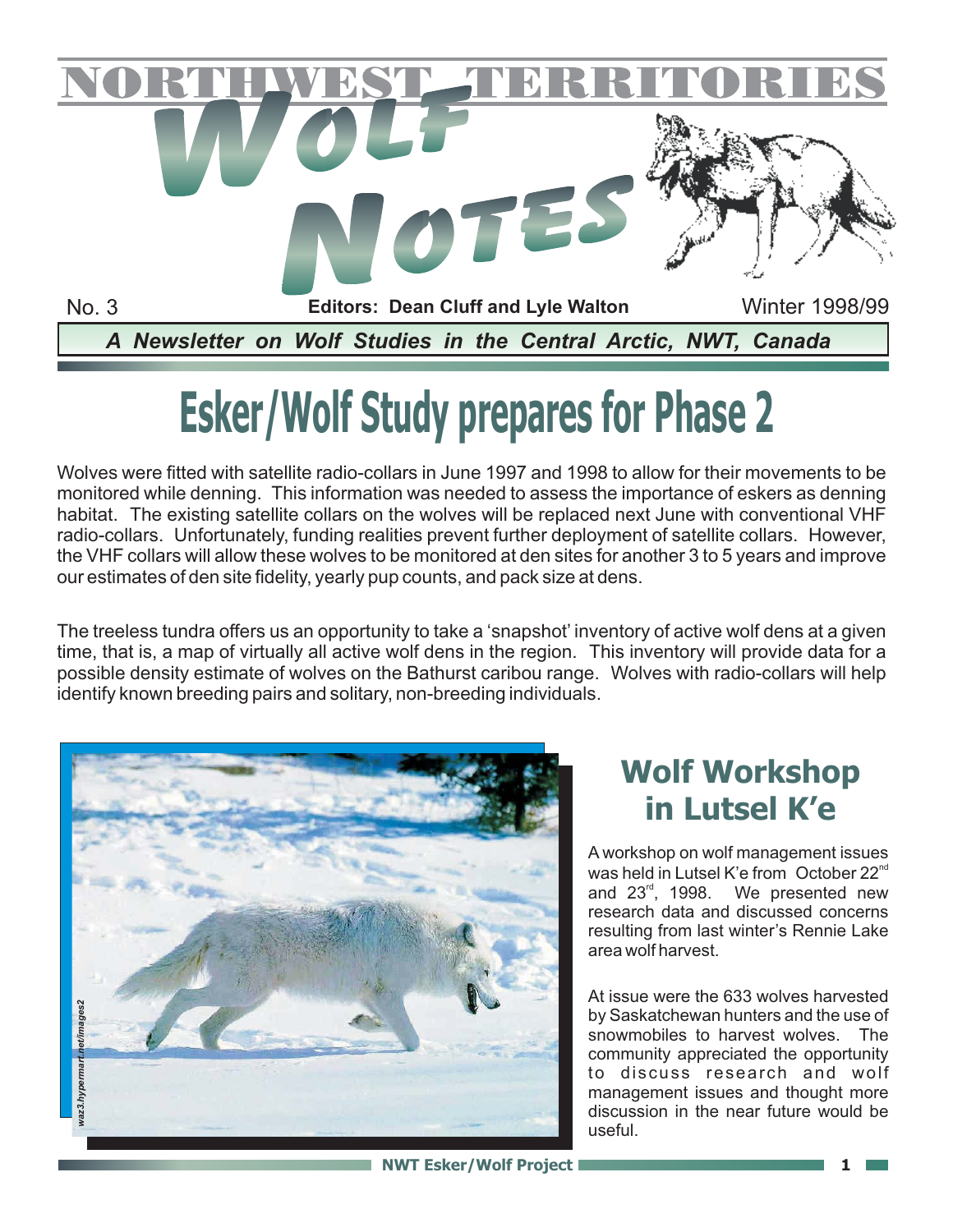# NORTHWEST TERRITORIES WOLF NOTES

No. 3 **Editors: Dean Cluff and Lyle Walton** Winter 1998/99

***A Newsletter on Wolf Studies in the Central Arctic, NWT, Canada***

# Esker/Wolf Study prepares for Phase 2

Wolves were fitted with satellite radio-collars in June 1997 and 1998 to allow for their movements to be monitored while denning. This information was needed to assess the importance of eskers as denning habitat. The existing satellite collars on the wolves will be replaced next June with conventional VHF radio-collars. Unfortunately, funding realities prevent further deployment of satellite collars. However, the VHF collars will allow these wolves to be monitored at den sites for another 3 to 5 years and improve our estimates of den site fidelity, yearly pup counts, and pack size at dens.

The treeless tundra offers us an opportunity to take a 'snapshot' inventory of active wolf dens at a given time, that is, a map of virtually all active wolf dens in the region. This inventory will provide data for a possible density estimate of wolves on the Bathurst caribou range. Wolves with radio-collars will help identify known breeding pairs and solitary, non-breeding individuals.

*waz3.hypermart.net/images2*

## Wolf Workshop in Lutsel K'e

A workshop on wolf management issues was held in Lutsel K'e from October 22nd and 23rd, 1998. We presented new research data and discussed concerns resulting from last winter's Rennie Lake area wolf harvest.

At issue were the 633 wolves harvested by Saskatchewan hunters and the use of snowmobiles to harvest wolves. The community appreciated the opportunity to discuss research and wolf management issues and thought more discussion in the near future would be useful.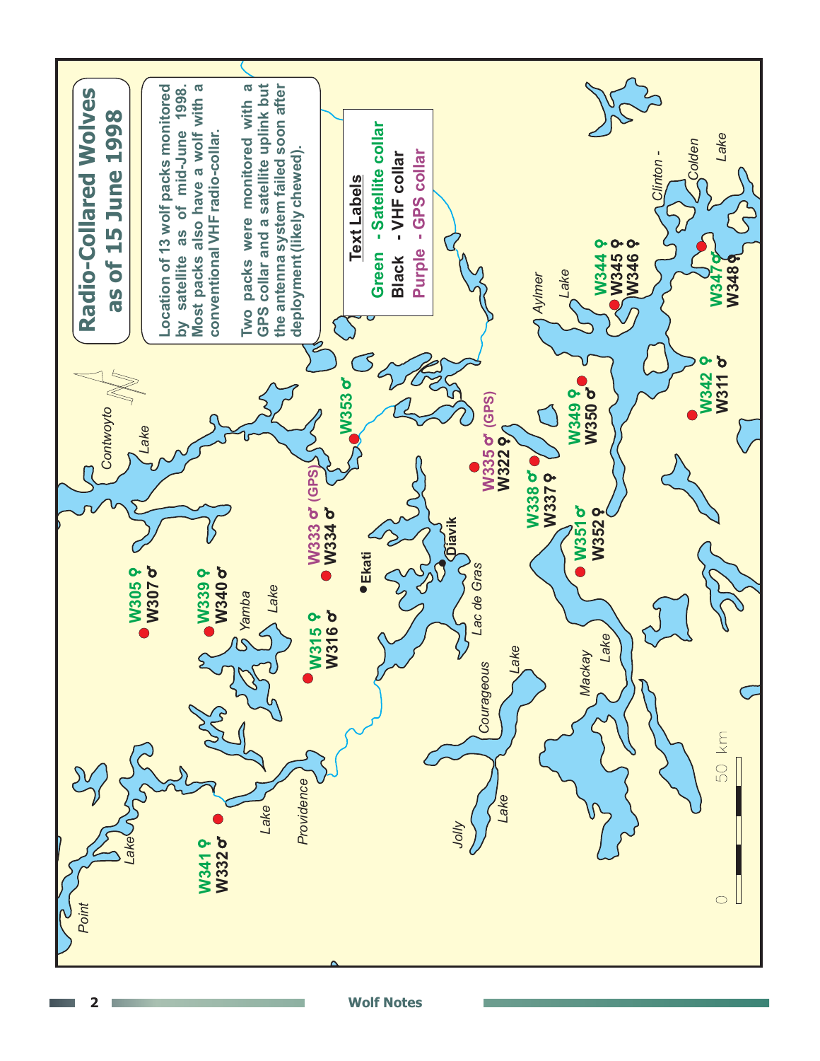# Radio-Collared Wolves as of 15 June 1998

Location of 13 wolf packs monitored by satellite as of mid-June 1998. Most packs also have a wolf with a conventional VHF radio-collar.

Two packs were monitored with a GPS collar and a satellite uplink but the antenna system failed soon after deployment (likely chewed).

**Text Labels**

- Green - Satellite collar
- Black - VHF collar
- Purple - GPS collar

W305 ♀ W307 ♂

W339 ♀ W340 ♂

W315 ♀ W316 ♂

W333 ♂ (GPS) W334 ♂

W341 ♀ W332 ♂

W353 ♂

W335 ♂ (GPS) W322 ♀

W338 ♂ W337 ♀

W351 ♂ W352 ♀

W349 ♀ W350 ♂

W342 ♀ W311 ♂

W344 ♀ W345 ♀ W346 ♀

W347 ♂ W348 ♀

Point Lake, Contwoyto Lake, Yamba Lake, Providence Lake, Ekati, Diavik, Lac de Gras, Courageous Lake, Jolly Lake, Mackay Lake, Aylmer Lake, Clinton - Colden Lake

0 50 km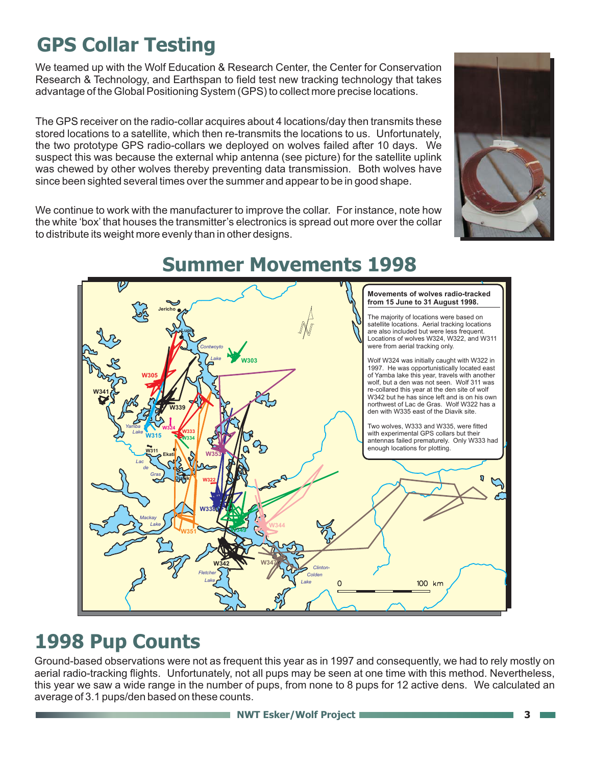# GPS Collar Testing

We teamed up with the Wolf Education & Research Center, the Center for Conservation Research & Technology, and Earthspan to field test new tracking technology that takes advantage of the Global Positioning System (GPS) to collect more precise locations.

The GPS receiver on the radio-collar acquires about 4 locations/day then transmits these stored locations to a satellite, which then re-transmits the locations to us. Unfortunately, the two prototype GPS radio-collars we deployed on wolves failed after 10 days. We suspect this was because the external whip antenna (see picture) for the satellite uplink was chewed by other wolves thereby preventing data transmission. Both wolves have since been sighted several times over the summer and appear to be in good shape.

We continue to work with the manufacturer to improve the collar. For instance, note how the white 'box' that houses the transmitter's electronics is spread out more over the collar to distribute its weight more evenly than in other designs.

# Summer Movements 1998

**Movements of wolves radio-tracked from 15 June to 31 August 1998.**

The majority of locations were based on satellite locations. Aerial tracking locations are also included but were less frequent. Locations of wolves W324, W322, and W311 were from aerial tracking only.

Wolf W324 was initially caught with W322 in 1997. He was opportunistically located east of Yamba lake this year, travels with another wolf, but a den was not seen. Wolf 311 was re-collared this year at the den site of wolf W342 but he has since left and is on his own northwest of Lac de Gras. Wolf W322 has a den with W335 east of the Diavik site.

Two wolves, W333 and W335, were fitted with experimental GPS collars but their antennas failed prematurely. Only W333 had enough locations for plotting.

# 1998 Pup Counts

Ground-based observations were not as frequent this year as in 1997 and consequently, we had to rely mostly on aerial radio-tracking flights. Unfortunately, not all pups may be seen at one time with this method. Nevertheless, this year we saw a wide range in the number of pups, from none to 8 pups for 12 active dens. We calculated an average of 3.1 pups/den based on these counts.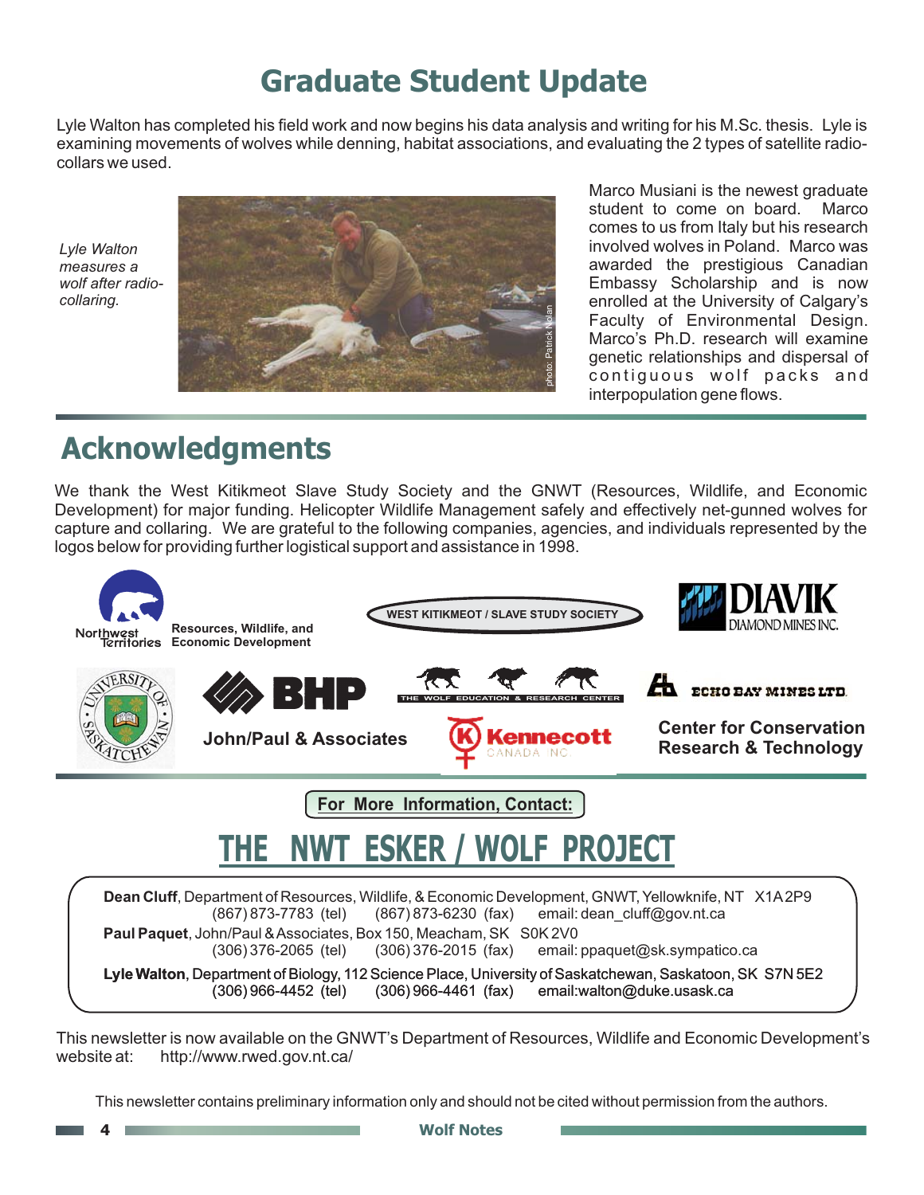# Graduate Student Update

Lyle Walton has completed his field work and now begins his data analysis and writing for his M.Sc. thesis. Lyle is examining movements of wolves while denning, habitat associations, and evaluating the 2 types of satellite radio-collars we used.

*Lyle Walton measures a wolf after radio-collaring.*

photo: Patrick Nolan

Marco Musiani is the newest graduate student to come on board. Marco comes to us from Italy but his research involved wolves in Poland. Marco was awarded the prestigious Canadian Embassy Scholarship and is now enrolled at the University of Calgary's Faculty of Environmental Design. Marco's Ph.D. research will examine genetic relationships and dispersal of contiguous wolf packs and interpopulation gene flows.

# Acknowledgments

We thank the West Kitikmeot Slave Study Society and the GNWT (Resources, Wildlife, and Economic Development) for major funding. Helicopter Wildlife Management safely and effectively net-gunned wolves for capture and collaring. We are grateful to the following companies, agencies, and individuals represented by the logos below for providing further logistical support and assistance in 1998.

Northwest Territories Resources, Wildlife, and Economic Development

WEST KITIKMEOT / SLAVE STUDY SOCIETY

DIAVIK DIAMOND MINES INC.

University of Saskatchewan

BHP

John/Paul & Associates

THE WOLF EDUCATION & RESEARCH CENTER

Kennecott CANADA INC.

ECHO BAY MINES LTD.

Center for Conservation Research & Technology

**For More Information, Contact:**

## THE NWT ESKER / WOLF PROJECT

**Dean Cluff**, Department of Resources, Wildlife, & Economic Development, GNWT, Yellowknife, NT X1A 2P9
(867) 873-7783 (tel) (867) 873-6230 (fax) email: dean_cluff@gov.nt.ca

**Paul Paquet**, John/Paul & Associates, Box 150, Meacham, SK S0K 2V0
(306) 376-2065 (tel) (306) 376-2015 (fax) email: ppaquet@sk.sympatico.ca

**Lyle Walton**, Department of Biology, 112 Science Place, University of Saskatchewan, Saskatoon, SK S7N 5E2
(306) 966-4452 (tel) (306) 966-4461 (fax) email:walton@duke.usask.ca

This newsletter is now available on the GNWT's Department of Resources, Wildlife and Economic Development's website at: http://www.rwed.gov.nt.ca/

This newsletter contains preliminary information only and should not be cited without permission from the authors.